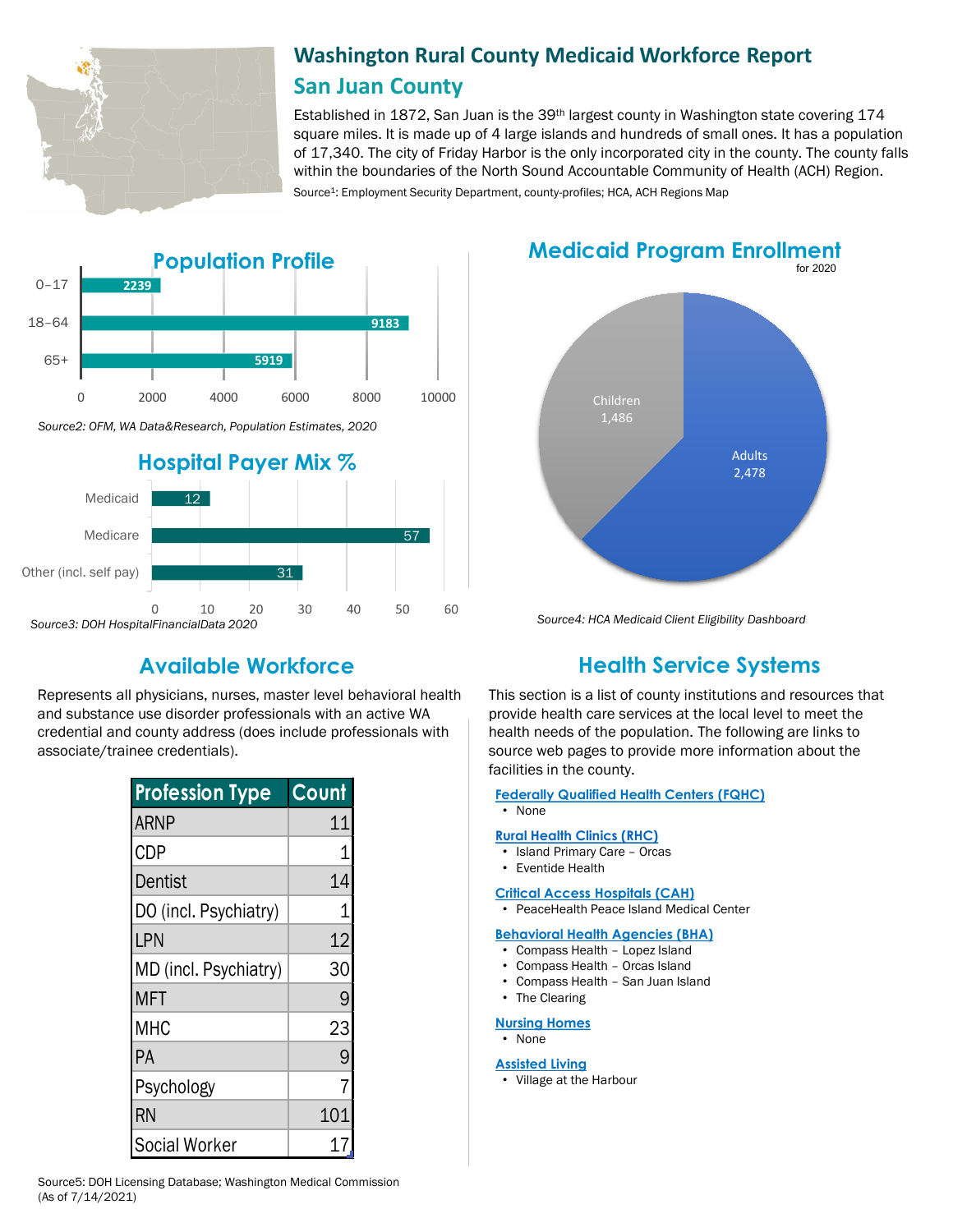# Washington Rural County Medicaid Workforce Report

## San Juan County

Established in 1872, San Juan is the 39th largest county in Washington state covering 174 square miles. It is made up of 4 large islands and hundreds of small ones. It has a population of 17,340. The city of Friday Harbor is the only incorporated city in the county. The county falls within the boundaries of the North Sound Accountable Community of Health (ACH) Region.

Source[1]: Employment Security Department, county-profiles; HCA, ACH Regions Map

## Population Profile

| Age | Population |
|---|---|
| 0–17 | 2239 |
| 18–64 | 9183 |
| 65+ | 5919 |

*Source2: OFM, WA Data&Research, Population Estimates, 2020*

## Hospital Payer Mix %

| Payer | % |
|---|---|
| Medicaid | 12 |
| Medicare | 57 |
| Other (incl. self pay) | 31 |

*Source3: DOH HospitalFinancialData 2020*

## Medicaid Program Enrollment

for 2020

| Group | Enrollment |
|---|---|
| Children | 1,486 |
| Adults | 2,478 |

*Source4: HCA Medicaid Client Eligibility Dashboard*

## Available Workforce

Represents all physicians, nurses, master level behavioral health and substance use disorder professionals with an active WA credential and county address (does include professionals with associate/trainee credentials).

| Profession Type | Count |
|---|---|
| ARNP | 11 |
| CDP | 1 |
| Dentist | 14 |
| DO (incl. Psychiatry) | 1 |
| LPN | 12 |
| MD (incl. Psychiatry) | 30 |
| MFT | 9 |
| MHC | 23 |
| PA | 9 |
| Psychology | 7 |
| RN | 101 |
| Social Worker | 17 |

Source5: DOH Licensing Database; Washington Medical Commission (As of 7/14/2021)

## Health Service Systems

This section is a list of county institutions and resources that provide health care services at the local level to meet the health needs of the population. The following are links to source web pages to provide more information about the facilities in the county.

**Federally Qualified Health Centers (FQHC)**
- None

**Rural Health Clinics (RHC)**
- Island Primary Care – Orcas
- Eventide Health

**Critical Access Hospitals (CAH)**
- PeaceHealth Peace Island Medical Center

**Behavioral Health Agencies (BHA)**
- Compass Health – Lopez Island
- Compass Health – Orcas Island
- Compass Health – San Juan Island
- The Clearing

**Nursing Homes**
- None

**Assisted Living**
- Village at the Harbour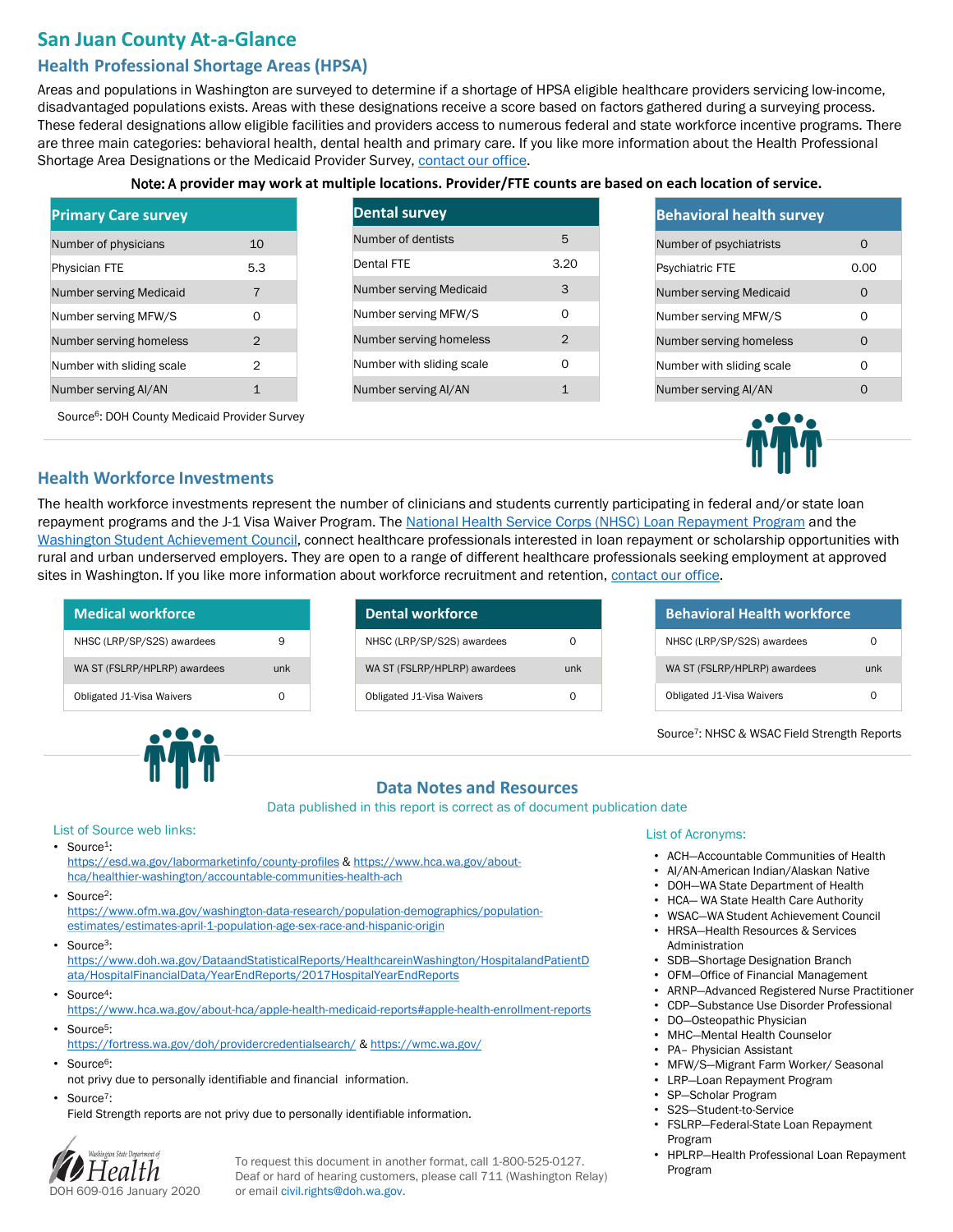# San Juan County At-a-Glance

## Health Professional Shortage Areas (HPSA)

Areas and populations in Washington are surveyed to determine if a shortage of HPSA eligible healthcare providers servicing low-income, disadvantaged populations exists. Areas with these designations receive a score based on factors gathered during a surveying process. These federal designations allow eligible facilities and providers access to numerous federal and state workforce incentive programs. There are three main categories: behavioral health, dental health and primary care. If you like more information about the Health Professional Shortage Area Designations or the Medicaid Provider Survey, contact our office.

**Note: A provider may work at multiple locations. Provider/FTE counts are based on each location of service.**

| Primary Care survey | |
|---|---|
| Number of physicians | 10 |
| Physician FTE | 5.3 |
| Number serving Medicaid | 7 |
| Number serving MFW/S | 0 |
| Number serving homeless | 2 |
| Number with sliding scale | 2 |
| Number serving AI/AN | 1 |

| Dental survey | |
|---|---|
| Number of dentists | 5 |
| Dental FTE | 3.20 |
| Number serving Medicaid | 3 |
| Number serving MFW/S | 0 |
| Number serving homeless | 2 |
| Number with sliding scale | 0 |
| Number serving AI/AN | 1 |

| Behavioral health survey | |
|---|---|
| Number of psychiatrists | 0 |
| Psychiatric FTE | 0.00 |
| Number serving Medicaid | 0 |
| Number serving MFW/S | 0 |
| Number serving homeless | 0 |
| Number with sliding scale | 0 |
| Number serving AI/AN | 0 |

Source[6]: DOH County Medicaid Provider Survey

## Health Workforce Investments

The health workforce investments represent the number of clinicians and students currently participating in federal and/or state loan repayment programs and the J-1 Visa Waiver Program. The National Health Service Corps (NHSC) Loan Repayment Program and the Washington Student Achievement Council, connect healthcare professionals interested in loan repayment or scholarship opportunities with rural and urban underserved employers. They are open to a range of different healthcare professionals seeking employment at approved sites in Washington. If you like more information about workforce recruitment and retention, contact our office.

| Medical workforce | |
|---|---|
| NHSC (LRP/SP/S2S) awardees | 9 |
| WA ST (FSLRP/HPLRP) awardees | unk |
| Obligated J1-Visa Waivers | 0 |

| Dental workforce | |
|---|---|
| NHSC (LRP/SP/S2S) awardees | 0 |
| WA ST (FSLRP/HPLRP) awardees | unk |
| Obligated J1-Visa Waivers | 0 |

| Behavioral Health workforce | |
|---|---|
| NHSC (LRP/SP/S2S) awardees | 0 |
| WA ST (FSLRP/HPLRP) awardees | unk |
| Obligated J1-Visa Waivers | 0 |

Source[7]: NHSC & WSAC Field Strength Reports

## Data Notes and Resources

Data published in this report is correct as of document publication date

### List of Source web links:

- Source[1]: https://esd.wa.gov/labormarketinfo/county-profiles & https://www.hca.wa.gov/about-hca/healthier-washington/accountable-communities-health-ach
- Source[2]: https://www.ofm.wa.gov/washington-data-research/population-demographics/population-estimates/estimates-april-1-population-age-sex-race-and-hispanic-origin
- Source[3]: https://www.doh.wa.gov/DataandStatisticalReports/HealthcareinWashington/HospitalandPatientData/HospitalFinancialData/YearEndReports/2017HospitalYearEndReports
- Source[4]: https://www.hca.wa.gov/about-hca/apple-health-medicaid-reports#apple-health-enrollment-reports
- Source[5]: https://fortress.wa.gov/doh/providercredentialsearch/ & https://wmc.wa.gov/
- Source[6]: not privy due to personally identifiable and financial information.
- Source[7]: Field Strength reports are not privy due to personally identifiable information.

### List of Acronyms:

- ACH—Accountable Communities of Health
- AI/AN-American Indian/Alaskan Native
- DOH—WA State Department of Health
- HCA— WA State Health Care Authority
- WSAC—WA Student Achievement Council
- HRSA—Health Resources & Services Administration
- SDB—Shortage Designation Branch
- OFM—Office of Financial Management
- ARNP—Advanced Registered Nurse Practitioner
- CDP—Substance Use Disorder Professional
- DO—Osteopathic Physician
- MHC—Mental Health Counselor
- PA– Physician Assistant
- MFW/S—Migrant Farm Worker/ Seasonal
- LRP—Loan Repayment Program
- SP—Scholar Program
- S2S—Student-to-Service
- FSLRP—Federal-State Loan Repayment Program
- HPLRP—Health Professional Loan Repayment Program

Washington State Department of Health

DOH 609-016 January 2020

To request this document in another format, call 1-800-525-0127. Deaf or hard of hearing customers, please call 711 (Washington Relay) or email civil.rights@doh.wa.gov.